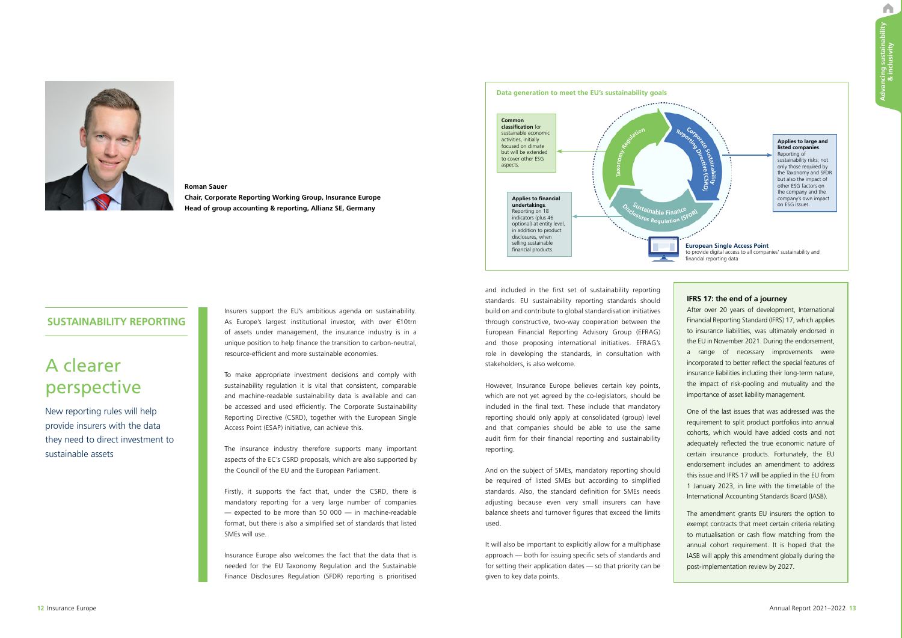Roman Sauer
**Chair, Corporate Reporting Working Group, Insurance Europe**
**Head of group accounting & reporting, Allianz SE, Germany**

## SUSTAINABILITY REPORTING

# A clearer perspective

New reporting rules will help provide insurers with the data they need to direct investment to sustainable assets

Insurers support the EU's ambitious agenda on sustainability. As Europe's largest institutional investor, with over €10trn of assets under management, the insurance industry is in a unique position to help finance the transition to carbon-neutral, resource-efficient and more sustainable economies.

To make appropriate investment decisions and comply with sustainability regulation it is vital that consistent, comparable and machine-readable sustainability data is available and can be accessed and used efficiently. The Corporate Sustainability Reporting Directive (CSRD), together with the European Single Access Point (ESAP) initiative, can achieve this.

The insurance industry therefore supports many important aspects of the EC's CSRD proposals, which are also supported by the Council of the EU and the European Parliament.

Firstly, it supports the fact that, under the CSRD, there is mandatory reporting for a very large number of companies — expected to be more than 50 000 — in machine-readable format, but there is also a simplified set of standards that listed SMEs will use.

Insurance Europe also welcomes the fact that the data that is needed for the EU Taxonomy Regulation and the Sustainable Finance Disclosures Regulation (SFDR) reporting is prioritised and included in the first set of sustainability reporting standards. EU sustainability reporting standards should build on and contribute to global standardisation initiatives through constructive, two-way cooperation between the European Financial Reporting Advisory Group (EFRAG) and those proposing international initiatives. EFRAG's role in developing the standards, in consultation with stakeholders, is also welcome.

However, Insurance Europe believes certain key points, which are not yet agreed by the co-legislators, should be included in the final text. These include that mandatory reporting should only apply at consolidated (group) level and that companies should be able to use the same audit firm for their financial reporting and sustainability reporting.

And on the subject of SMEs, mandatory reporting should be required of listed SMEs but according to simplified standards. Also, the standard definition for SMEs needs adjusting because even very small insurers can have balance sheets and turnover figures that exceed the limits used.

It will also be important to explicitly allow for a multiphase approach — both for issuing specific sets of standards and for setting their application dates — so that priority can be given to key data points.

**Data generation to meet the EU's sustainability goals**

- **Taxonomy Regulation** — **Common classification** for sustainable economic activities, initially focused on climate but will be extended to cover other ESG aspects.
- **Corporate Sustainability Reporting Directive (CSRD)** — **Applies to large and listed companies**. Reporting of sustainability risks; not only those required by the Taxonomy and SFDR but also the impact of other ESG factors on the company and the company's own impact on ESG issues.
- **Sustainable Finance Disclosures Regulation (SFDR)** — **Applies to financial undertakings**. Reporting on 18 indicators (plus 46 optional) at entity level, in addition to product disclosures, when selling sustainable financial products.
- **European Single Access Point** to provide digital access to all companies' sustainability and financial reporting data

### IFRS 17: the end of a journey

After over 20 years of development, International Financial Reporting Standard (IFRS) 17, which applies to insurance liabilities, was ultimately endorsed in the EU in November 2021. During the endorsement, a range of necessary improvements were incorporated to better reflect the special features of insurance liabilities including their long-term nature, the impact of risk-pooling and mutuality and the importance of asset liability management.

One of the last issues that was addressed was the requirement to split product portfolios into annual cohorts, which would have added costs and not adequately reflected the true economic nature of certain insurance products. Fortunately, the EU endorsement includes an amendment to address this issue and IFRS 17 will be applied in the EU from 1 January 2023, in line with the timetable of the International Accounting Standards Board (IASB).

The amendment grants EU insurers the option to exempt contracts that meet certain criteria relating to mutualisation or cash flow matching from the annual cohort requirement. It is hoped that the IASB will apply this amendment globally during the post-implementation review by 2027.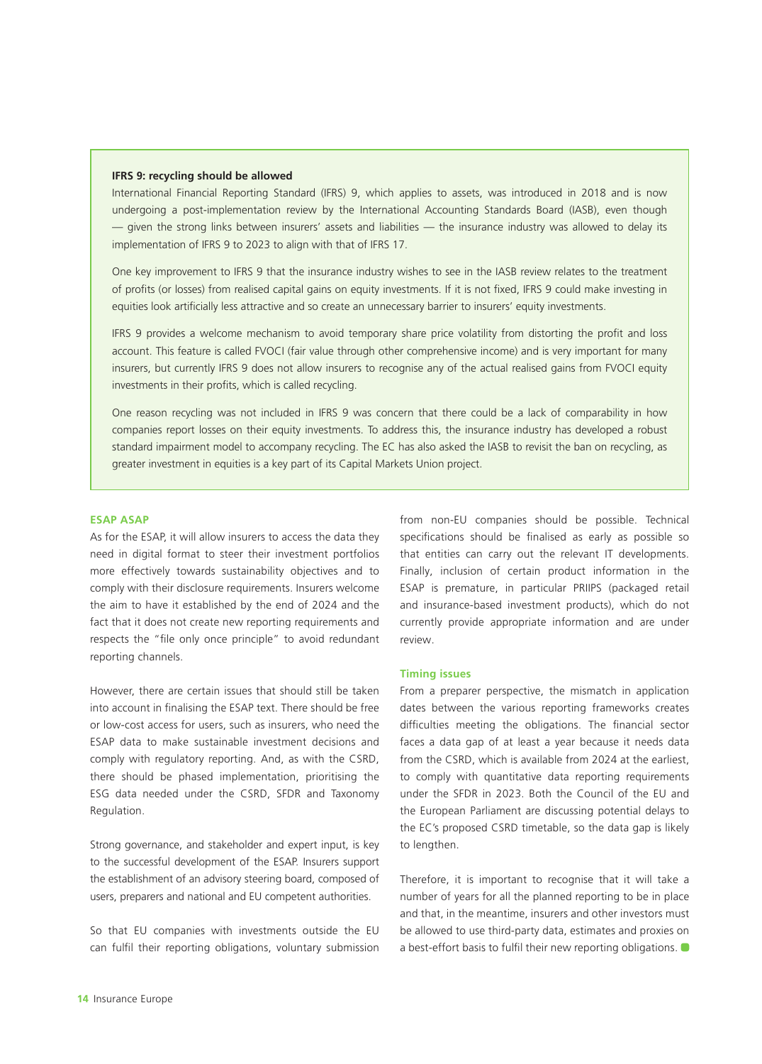**IFRS 9: recycling should be allowed**

International Financial Reporting Standard (IFRS) 9, which applies to assets, was introduced in 2018 and is now undergoing a post-implementation review by the International Accounting Standards Board (IASB), even though — given the strong links between insurers' assets and liabilities — the insurance industry was allowed to delay its implementation of IFRS 9 to 2023 to align with that of IFRS 17.

One key improvement to IFRS 9 that the insurance industry wishes to see in the IASB review relates to the treatment of profits (or losses) from realised capital gains on equity investments. If it is not fixed, IFRS 9 could make investing in equities look artificially less attractive and so create an unnecessary barrier to insurers' equity investments.

IFRS 9 provides a welcome mechanism to avoid temporary share price volatility from distorting the profit and loss account. This feature is called FVOCI (fair value through other comprehensive income) and is very important for many insurers, but currently IFRS 9 does not allow insurers to recognise any of the actual realised gains from FVOCI equity investments in their profits, which is called recycling.

One reason recycling was not included in IFRS 9 was concern that there could be a lack of comparability in how companies report losses on their equity investments. To address this, the insurance industry has developed a robust standard impairment model to accompany recycling. The EC has also asked the IASB to revisit the ban on recycling, as greater investment in equities is a key part of its Capital Markets Union project.

### ESAP ASAP

As for the ESAP, it will allow insurers to access the data they need in digital format to steer their investment portfolios more effectively towards sustainability objectives and to comply with their disclosure requirements. Insurers welcome the aim to have it established by the end of 2024 and the fact that it does not create new reporting requirements and respects the "file only once principle" to avoid redundant reporting channels.

However, there are certain issues that should still be taken into account in finalising the ESAP text. There should be free or low-cost access for users, such as insurers, who need the ESAP data to make sustainable investment decisions and comply with regulatory reporting. And, as with the CSRD, there should be phased implementation, prioritising the ESG data needed under the CSRD, SFDR and Taxonomy Regulation.

Strong governance, and stakeholder and expert input, is key to the successful development of the ESAP. Insurers support the establishment of an advisory steering board, composed of users, preparers and national and EU competent authorities.

So that EU companies with investments outside the EU can fulfil their reporting obligations, voluntary submission from non-EU companies should be possible. Technical specifications should be finalised as early as possible so that entities can carry out the relevant IT developments. Finally, inclusion of certain product information in the ESAP is premature, in particular PRIIPS (packaged retail and insurance-based investment products), which do not currently provide appropriate information and are under review.

### Timing issues

From a preparer perspective, the mismatch in application dates between the various reporting frameworks creates difficulties meeting the obligations. The financial sector faces a data gap of at least a year because it needs data from the CSRD, which is available from 2024 at the earliest, to comply with quantitative data reporting requirements under the SFDR in 2023. Both the Council of the EU and the European Parliament are discussing potential delays to the EC's proposed CSRD timetable, so the data gap is likely to lengthen.

Therefore, it is important to recognise that it will take a number of years for all the planned reporting to be in place and that, in the meantime, insurers and other investors must be allowed to use third-party data, estimates and proxies on a best-effort basis to fulfil their new reporting obligations.